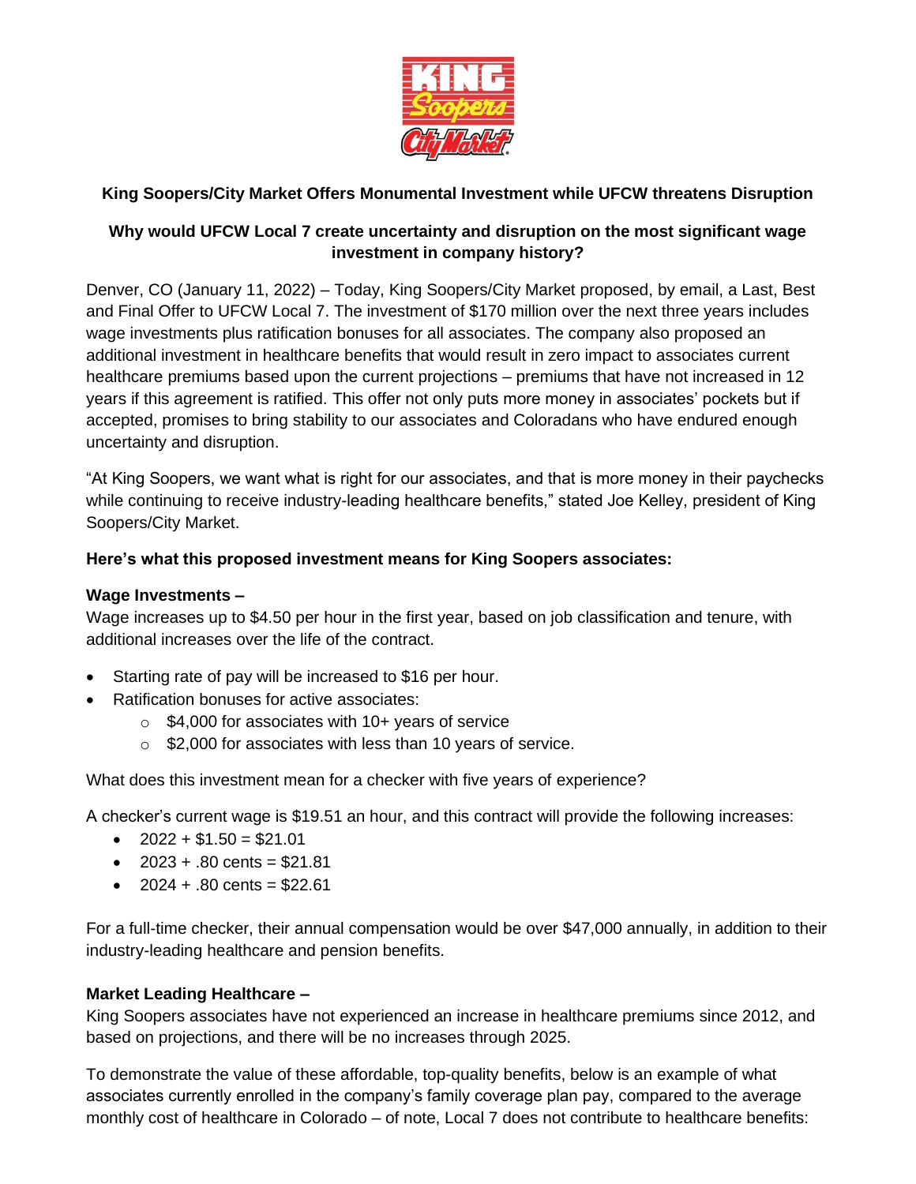## King Soopers/City Market Offers Monumental Investment while UFCW threatens Disruption

### Why would UFCW Local 7 create uncertainty and disruption on the most significant wage investment in company history?

Denver, CO (January 11, 2022) – Today, King Soopers/City Market proposed, by email, a Last, Best and Final Offer to UFCW Local 7. The investment of $170 million over the next three years includes wage investments plus ratification bonuses for all associates. The company also proposed an additional investment in healthcare benefits that would result in zero impact to associates current healthcare premiums based upon the current projections – premiums that have not increased in 12 years if this agreement is ratified. This offer not only puts more money in associates' pockets but if accepted, promises to bring stability to our associates and Coloradans who have endured enough uncertainty and disruption.

"At King Soopers, we want what is right for our associates, and that is more money in their paychecks while continuing to receive industry-leading healthcare benefits," stated Joe Kelley, president of King Soopers/City Market.

**Here's what this proposed investment means for King Soopers associates:**

**Wage Investments –**
Wage increases up to $4.50 per hour in the first year, based on job classification and tenure, with additional increases over the life of the contract.

- Starting rate of pay will be increased to $16 per hour.
- Ratification bonuses for active associates:
  - $4,000 for associates with 10+ years of service
  - $2,000 for associates with less than 10 years of service.

What does this investment mean for a checker with five years of experience?

A checker's current wage is $19.51 an hour, and this contract will provide the following increases:

- 2022 + $1.50 = $21.01
- 2023 + .80 cents = $21.81
- 2024 + .80 cents = $22.61

For a full-time checker, their annual compensation would be over $47,000 annually, in addition to their industry-leading healthcare and pension benefits.

**Market Leading Healthcare –**
King Soopers associates have not experienced an increase in healthcare premiums since 2012, and based on projections, and there will be no increases through 2025.

To demonstrate the value of these affordable, top-quality benefits, below is an example of what associates currently enrolled in the company's family coverage plan pay, compared to the average monthly cost of healthcare in Colorado – of note, Local 7 does not contribute to healthcare benefits: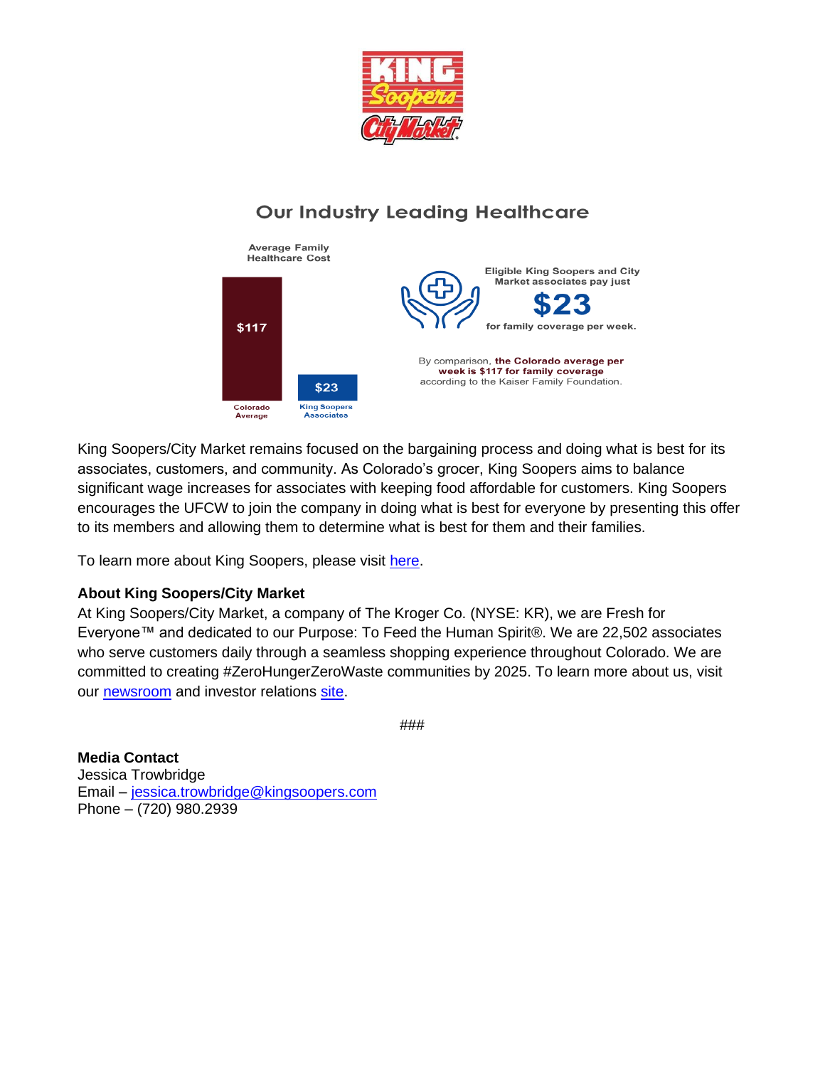## Our Industry Leading Healthcare

Average Family Healthcare Cost

$117

Colorado Average

$23

King Soopers Associates

Eligible King Soopers and City Market associates pay just

$23

for family coverage per week.

By comparison, **the Colorado average per week is $117 for family coverage** according to the Kaiser Family Foundation.

King Soopers/City Market remains focused on the bargaining process and doing what is best for its associates, customers, and community. As Colorado's grocer, King Soopers aims to balance significant wage increases for associates with keeping food affordable for customers. King Soopers encourages the UFCW to join the company in doing what is best for everyone by presenting this offer to its members and allowing them to determine what is best for them and their families.

To learn more about King Soopers, please visit here.

**About King Soopers/City Market**

At King Soopers/City Market, a company of The Kroger Co. (NYSE: KR), we are Fresh for Everyone™ and dedicated to our Purpose: To Feed the Human Spirit®. We are 22,502 associates who serve customers daily through a seamless shopping experience throughout Colorado. We are committed to creating #ZeroHungerZeroWaste communities by 2025. To learn more about us, visit our newsroom and investor relations site.

###

**Media Contact**

Jessica Trowbridge

Email – jessica.trowbridge@kingsoopers.com

Phone – (720) 980.2939